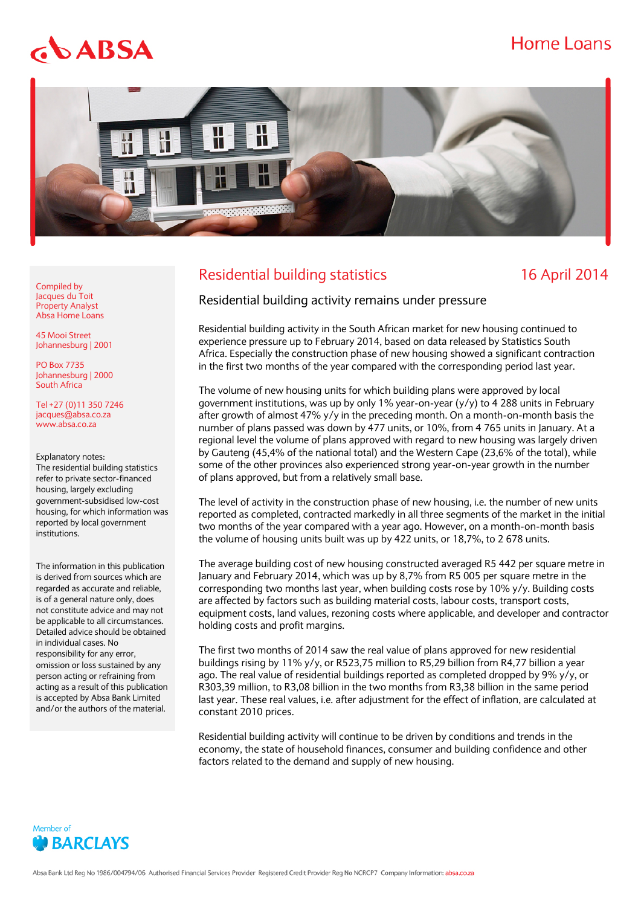ABSA

Home Loans

Compiled by
Jacques du Toit
Property Analyst
Absa Home Loans

45 Mooi Street
Johannesburg | 2001

PO Box 7735
Johannesburg | 2000
South Africa

Tel +27 (0)11 350 7246
jacques@absa.co.za
www.absa.co.za

Explanatory notes:
The residential building statistics refer to private sector-financed housing, largely excluding government-subsidised low-cost housing, for which information was reported by local government institutions.

The information in this publication is derived from sources which are regarded as accurate and reliable, is of a general nature only, does not constitute advice and may not be applicable to all circumstances. Detailed advice should be obtained in individual cases. No responsibility for any error, omission or loss sustained by any person acting or refraining from acting as a result of this publication is accepted by Absa Bank Limited and/or the authors of the material.

# Residential building statistics

16 April 2014

## Residential building activity remains under pressure

Residential building activity in the South African market for new housing continued to experience pressure up to February 2014, based on data released by Statistics South Africa. Especially the construction phase of new housing showed a significant contraction in the first two months of the year compared with the corresponding period last year.

The volume of new housing units for which building plans were approved by local government institutions, was up by only 1% year-on-year (y/y) to 4 288 units in February after growth of almost 47% y/y in the preceding month. On a month-on-month basis the number of plans passed was down by 477 units, or 10%, from 4 765 units in January. At a regional level the volume of plans approved with regard to new housing was largely driven by Gauteng (45,4% of the national total) and the Western Cape (23,6% of the total), while some of the other provinces also experienced strong year-on-year growth in the number of plans approved, but from a relatively small base.

The level of activity in the construction phase of new housing, i.e. the number of new units reported as completed, contracted markedly in all three segments of the market in the initial two months of the year compared with a year ago. However, on a month-on-month basis the volume of housing units built was up by 422 units, or 18,7%, to 2 678 units.

The average building cost of new housing constructed averaged R5 442 per square metre in January and February 2014, which was up by 8,7% from R5 005 per square metre in the corresponding two months last year, when building costs rose by 10% y/y. Building costs are affected by factors such as building material costs, labour costs, transport costs, equipment costs, land values, rezoning costs where applicable, and developer and contractor holding costs and profit margins.

The first two months of 2014 saw the real value of plans approved for new residential buildings rising by 11% y/y, or R523,75 million to R5,29 billion from R4,77 billion a year ago. The real value of residential buildings reported as completed dropped by 9% y/y, or R303,39 million, to R3,08 billion in the two months from R3,38 billion in the same period last year. These real values, i.e. after adjustment for the effect of inflation, are calculated at constant 2010 prices.

Residential building activity will continue to be driven by conditions and trends in the economy, the state of household finances, consumer and building confidence and other factors related to the demand and supply of new housing.

Member of BARCLAYS

Absa Bank Ltd Reg No 1986/004794/06 Authorised Financial Services Provider Registered Credit Provider Reg No NCRCP7 Company Information: absa.co.za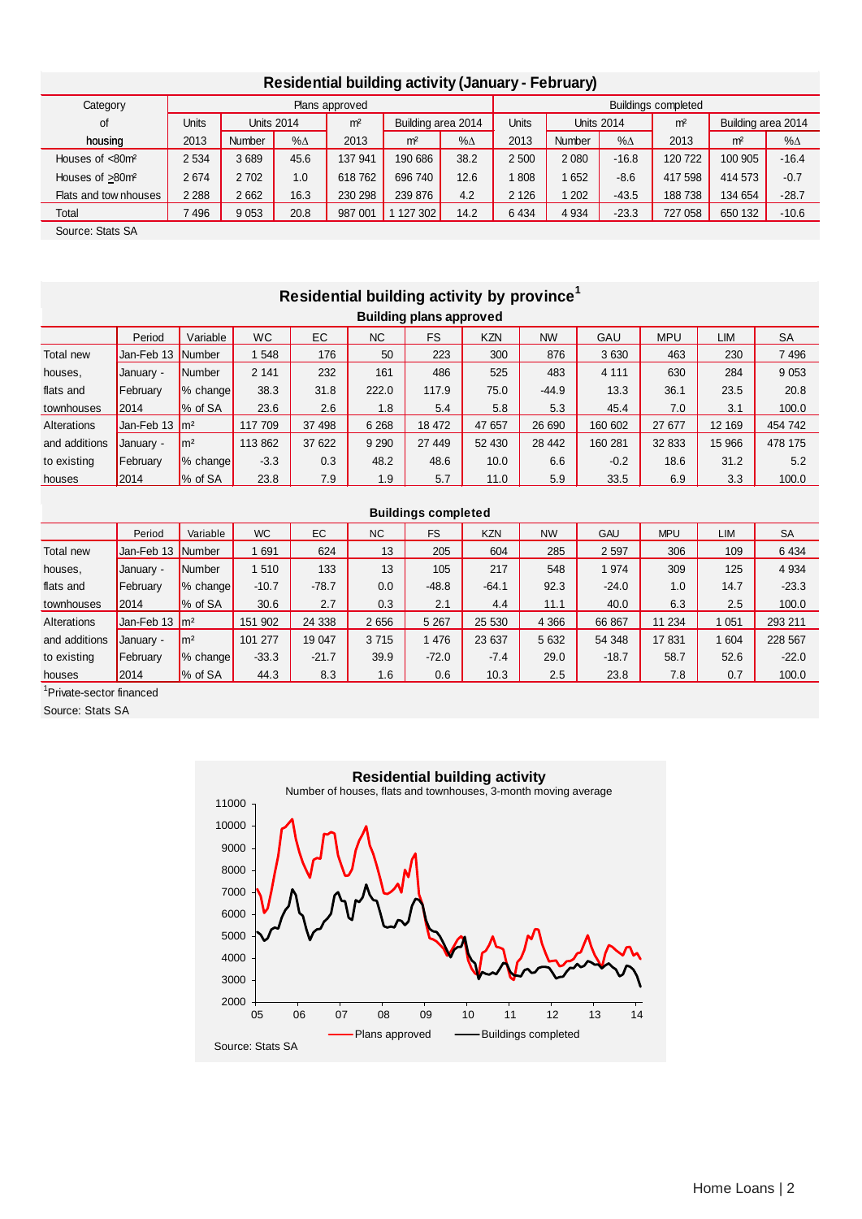## Residential building activity (January - February)

| Category of housing | Plans approved | | | | | | Buildings completed | | | | | |
|---|---|---|---|---|---|---|---|---|---|---|---|---|
| | Units | Units 2014 | | m² | Building area 2014 | | Units | Units 2014 | | m² | Building area 2014 | |
| | 2013 | Number | %Δ | 2013 | m² | %Δ | 2013 | Number | %Δ | 2013 | m² | %Δ |
| Houses of <80m² | 2 534 | 3 689 | 45.6 | 137 941 | 190 686 | 38.2 | 2 500 | 2 080 | -16.8 | 120 722 | 100 905 | -16.4 |
| Houses of ≥80m² | 2 674 | 2 702 | 1.0 | 618 762 | 696 740 | 12.6 | 1 808 | 1 652 | -8.6 | 417 598 | 414 573 | -0.7 |
| Flats and townhouses | 2 288 | 2 662 | 16.3 | 230 298 | 239 876 | 4.2 | 2 126 | 1 202 | -43.5 | 188 738 | 134 654 | -28.7 |
| Total | 7 496 | 9 053 | 20.8 | 987 001 | 1 127 302 | 14.2 | 6 434 | 4 934 | -23.3 | 727 058 | 650 132 | -10.6 |

Source: Stats SA

## Residential building activity by province[1]

### Building plans approved

| | Period | Variable | WC | EC | NC | FS | KZN | NW | GAU | MPU | LIM | SA |
|---|---|---|---|---|---|---|---|---|---|---|---|---|
| Total new | Jan-Feb 13 | Number | 1 548 | 176 | 50 | 223 | 300 | 876 | 3 630 | 463 | 230 | 7 496 |
| houses, | January - | Number | 2 141 | 232 | 161 | 486 | 525 | 483 | 4 111 | 630 | 284 | 9 053 |
| flats and | February | % change | 38.3 | 31.8 | 222.0 | 117.9 | 75.0 | -44.9 | 13.3 | 36.1 | 23.5 | 20.8 |
| townhouses | 2014 | % of SA | 23.6 | 2.6 | 1.8 | 5.4 | 5.8 | 5.3 | 45.4 | 7.0 | 3.1 | 100.0 |
| Alterations | Jan-Feb 13 | m² | 117 709 | 37 498 | 6 268 | 18 472 | 47 657 | 26 690 | 160 602 | 27 677 | 12 169 | 454 742 |
| and additions | January - | m² | 113 862 | 37 622 | 9 290 | 27 449 | 52 430 | 28 442 | 160 281 | 32 833 | 15 966 | 478 175 |
| to existing | February | % change | -3.3 | 0.3 | 48.2 | 48.6 | 10.0 | 6.6 | -0.2 | 18.6 | 31.2 | 5.2 |
| houses | 2014 | % of SA | 23.8 | 7.9 | 1.9 | 5.7 | 11.0 | 5.9 | 33.5 | 6.9 | 3.3 | 100.0 |

### Buildings completed

| | Period | Variable | WC | EC | NC | FS | KZN | NW | GAU | MPU | LIM | SA |
|---|---|---|---|---|---|---|---|---|---|---|---|---|
| Total new | Jan-Feb 13 | Number | 1 691 | 624 | 13 | 205 | 604 | 285 | 2 597 | 306 | 109 | 6 434 |
| houses, | January - | Number | 1 510 | 133 | 13 | 105 | 217 | 548 | 1 974 | 309 | 125 | 4 934 |
| flats and | February | % change | -10.7 | -78.7 | 0.0 | -48.8 | -64.1 | 92.3 | -24.0 | 1.0 | 14.7 | -23.3 |
| townhouses | 2014 | % of SA | 30.6 | 2.7 | 0.3 | 2.1 | 4.4 | 11.1 | 40.0 | 6.3 | 2.5 | 100.0 |
| Alterations | Jan-Feb 13 | m² | 151 902 | 24 338 | 2 656 | 5 267 | 25 530 | 4 366 | 66 867 | 11 234 | 1 051 | 293 211 |
| and additions | January - | m² | 101 277 | 19 047 | 3 715 | 1 476 | 23 637 | 5 632 | 54 348 | 17 831 | 1 604 | 228 567 |
| to existing | February | % change | -33.3 | -21.7 | 39.9 | -72.0 | -7.4 | 29.0 | -18.7 | 58.7 | 52.6 | -22.0 |
| houses | 2014 | % of SA | 44.3 | 8.3 | 1.6 | 0.6 | 10.3 | 2.5 | 23.8 | 7.8 | 0.7 | 100.0 |

[1]Private-sector financed

Source: Stats SA

**Residential building activity**

Number of houses, flats and townhouses, 3-month moving average

Plans approved — Buildings completed

Source: Stats SA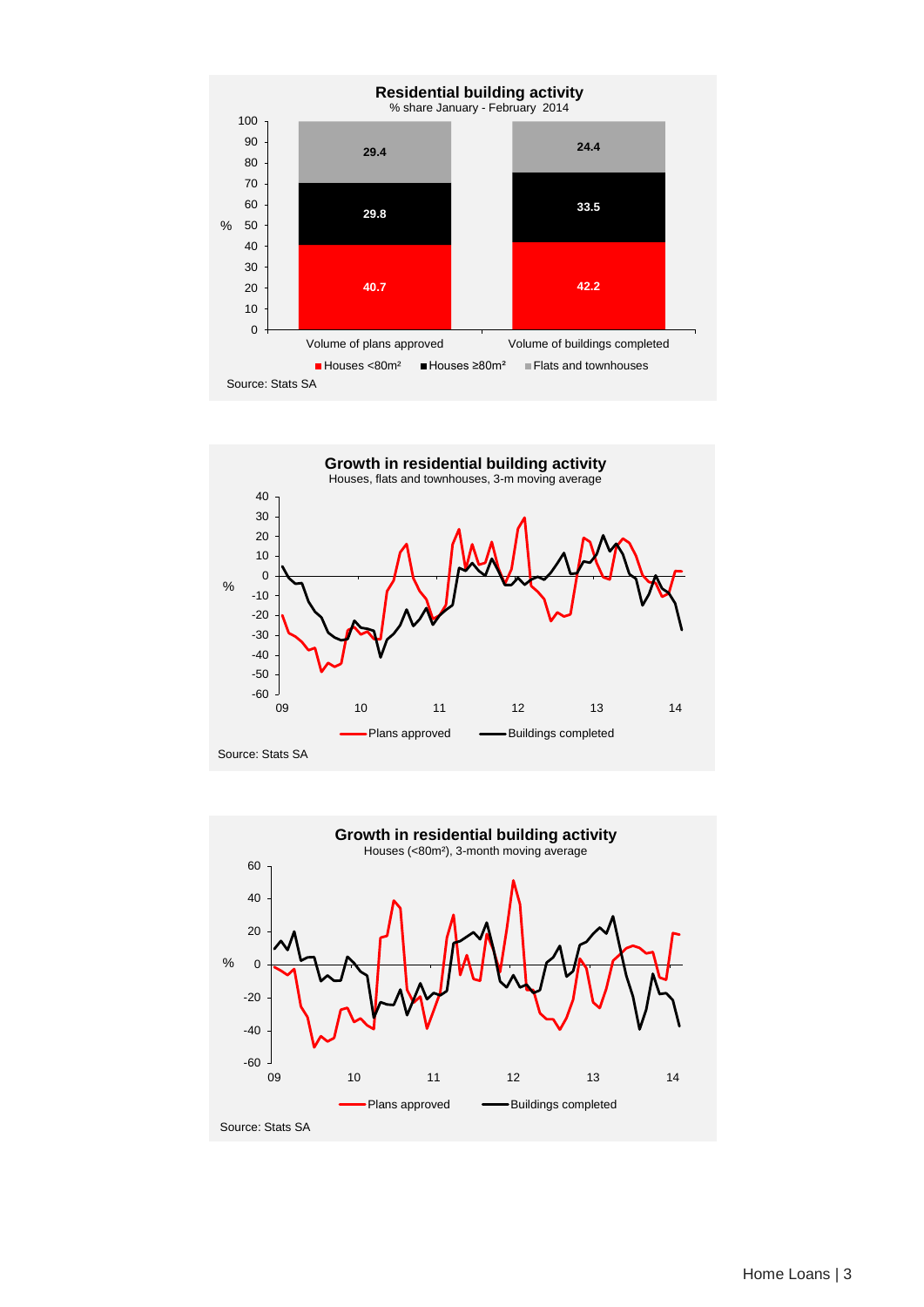**Residential building activity**
% share January - February 2014

| | Volume of plans approved | Volume of buildings completed |
|---|---|---|
| Houses <80m² | 40.7 | 42.2 |
| Houses ≥80m² | 29.8 | 33.5 |
| Flats and townhouses | 29.4 | 24.4 |

Source: Stats SA

**Growth in residential building activity**
Houses, flats and townhouses, 3-m moving average

Plans approved — Buildings completed

Source: Stats SA

**Growth in residential building activity**
Houses (<80m²), 3-month moving average

Plans approved — Buildings completed

Source: Stats SA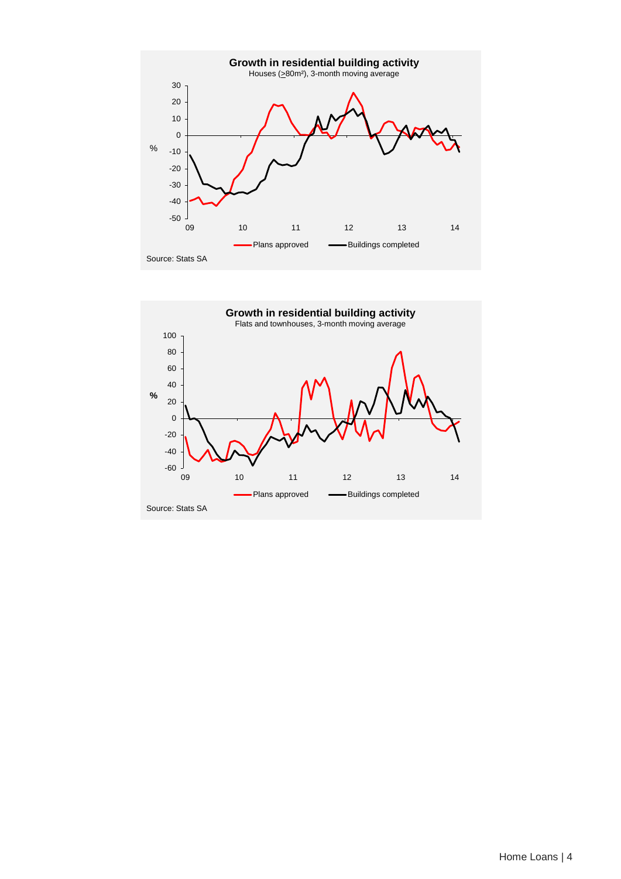**Growth in residential building activity**

Houses (≥80m²), 3-month moving average

30
20
10
0
-10
-20
-30
-40
-50

%

09 10 11 12 13 14

Plans approved
Buildings completed

Source: Stats SA

**Growth in residential building activity**

Flats and townhouses, 3-month moving average

100
80
60
40
20
0
-20
-40
-60

%

09 10 11 12 13 14

Plans approved
Buildings completed

Source: Stats SA